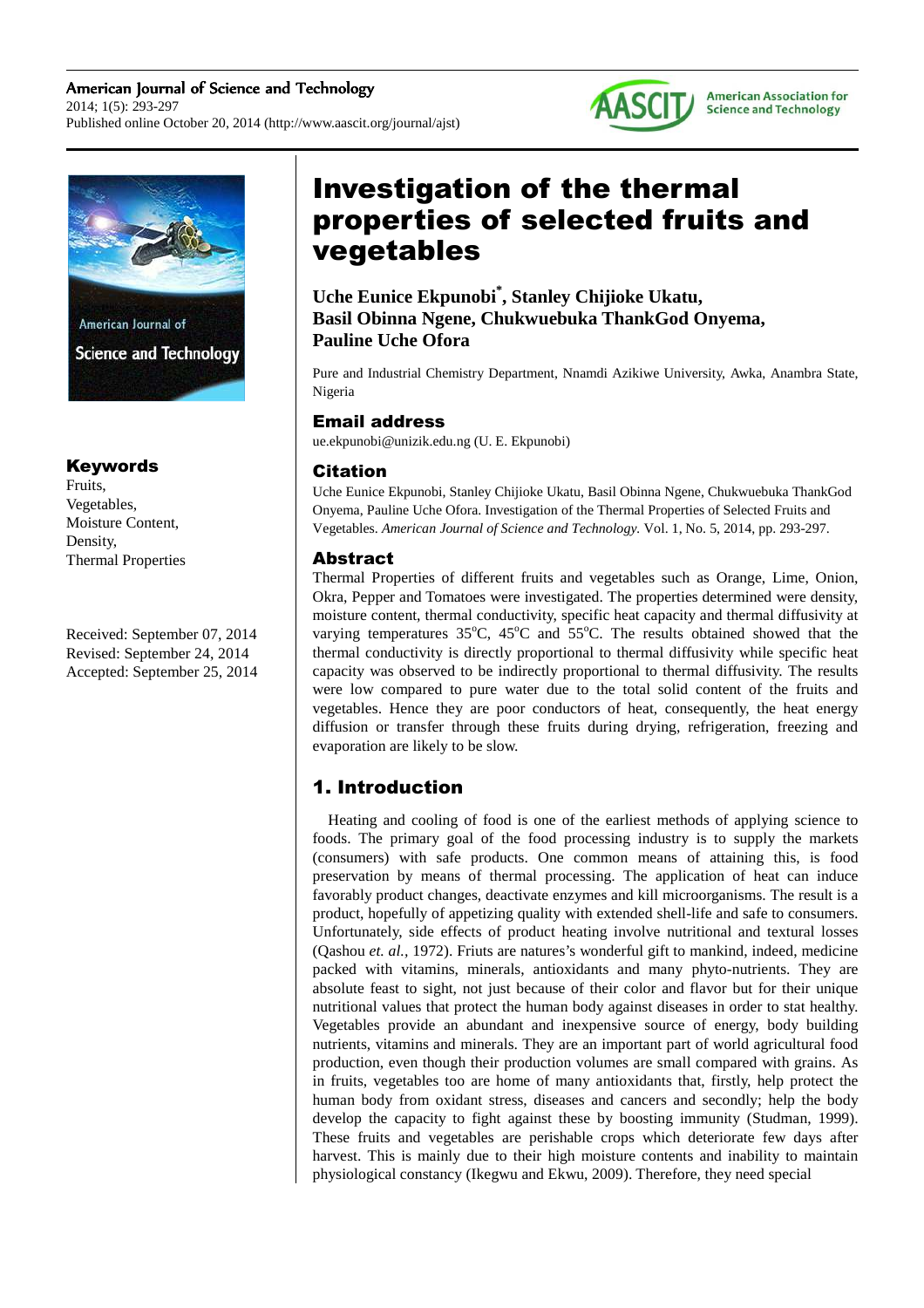# Investigation of the thermal properties of selected fruits and vegetables

**Uche Eunice Ekpunobi[*], Stanley Chijioke Ukatu, Basil Obinna Ngene, Chukwuebuka ThankGod Onyema, Pauline Uche Ofora**

Pure and Industrial Chemistry Department, Nnamdi Azikiwe University, Awka, Anambra State, Nigeria

## Email address

ue.ekpunobi@unizik.edu.ng (U. E. Ekpunobi)

## Citation

Uche Eunice Ekpunobi, Stanley Chijioke Ukatu, Basil Obinna Ngene, Chukwuebuka ThankGod Onyema, Pauline Uche Ofora. Investigation of the Thermal Properties of Selected Fruits and Vegetables. *American Journal of Science and Technology.* Vol. 1, No. 5, 2014, pp. 293-297.

## Keywords

Fruits,
Vegetables,
Moisture Content,
Density,
Thermal Properties

Received: September 07, 2014
Revised: September 24, 2014
Accepted: September 25, 2014

## Abstract

Thermal Properties of different fruits and vegetables such as Orange, Lime, Onion, Okra, Pepper and Tomatoes were investigated. The properties determined were density, moisture content, thermal conductivity, specific heat capacity and thermal diffusivity at varying temperatures $35^oC$, $45^oC$ and $55^oC$. The results obtained showed that the thermal conductivity is directly proportional to thermal diffusivity while specific heat capacity was observed to be indirectly proportional to thermal diffusivity. The results were low compared to pure water due to the total solid content of the fruits and vegetables. Hence they are poor conductors of heat, consequently, the heat energy diffusion or transfer through these fruits during drying, refrigeration, freezing and evaporation are likely to be slow.

## 1. Introduction

Heating and cooling of food is one of the earliest methods of applying science to foods. The primary goal of the food processing industry is to supply the markets (consumers) with safe products. One common means of attaining this, is food preservation by means of thermal processing. The application of heat can induce favorably product changes, deactivate enzymes and kill microorganisms. The result is a product, hopefully of appetizing quality with extended shell-life and safe to consumers. Unfortunately, side effects of product heating involve nutritional and textural losses (Qashou *et. al.*, 1972). Friuts are natures's wonderful gift to mankind, indeed, medicine packed with vitamins, minerals, antioxidants and many phyto-nutrients. They are absolute feast to sight, not just because of their color and flavor but for their unique nutritional values that protect the human body against diseases in order to stat healthy. Vegetables provide an abundant and inexpensive source of energy, body building nutrients, vitamins and minerals. They are an important part of world agricultural food production, even though their production volumes are small compared with grains. As in fruits, vegetables too are home of many antioxidants that, firstly, help protect the human body from oxidant stress, diseases and cancers and secondly; help the body develop the capacity to fight against these by boosting immunity (Studman, 1999). These fruits and vegetables are perishable crops which deteriorate few days after harvest. This is mainly due to their high moisture contents and inability to maintain physiological constancy (Ikegwu and Ekwu, 2009). Therefore, they need special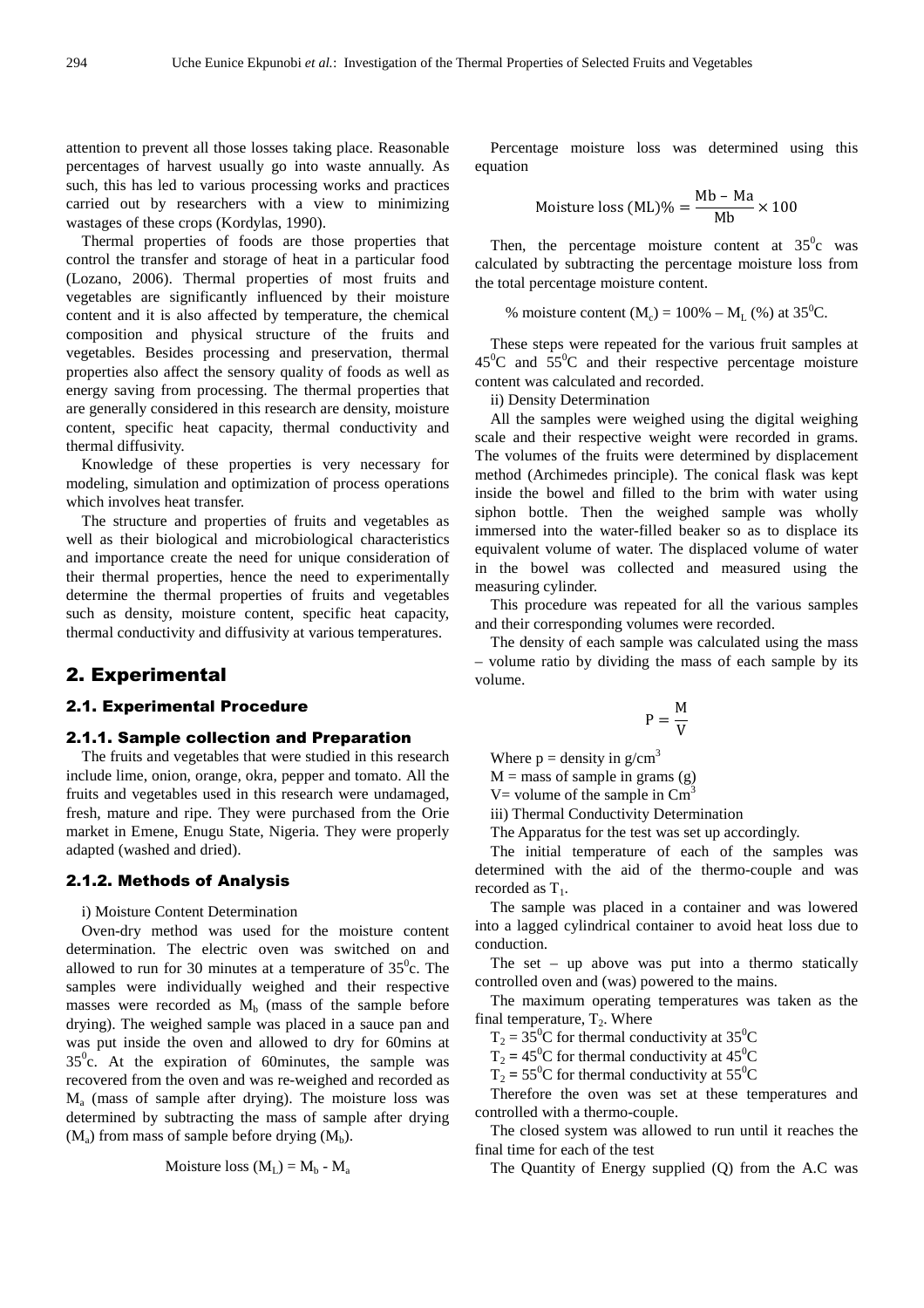attention to prevent all those losses taking place. Reasonable percentages of harvest usually go into waste annually. As such, this has led to various processing works and practices carried out by researchers with a view to minimizing wastages of these crops (Kordylas, 1990).

Thermal properties of foods are those properties that control the transfer and storage of heat in a particular food (Lozano, 2006). Thermal properties of most fruits and vegetables are significantly influenced by their moisture content and it is also affected by temperature, the chemical composition and physical structure of the fruits and vegetables. Besides processing and preservation, thermal properties also affect the sensory quality of foods as well as energy saving from processing. The thermal properties that are generally considered in this research are density, moisture content, specific heat capacity, thermal conductivity and thermal diffusivity.

Knowledge of these properties is very necessary for modeling, simulation and optimization of process operations which involves heat transfer.

The structure and properties of fruits and vegetables as well as their biological and microbiological characteristics and importance create the need for unique consideration of their thermal properties, hence the need to experimentally determine the thermal properties of fruits and vegetables such as density, moisture content, specific heat capacity, thermal conductivity and diffusivity at various temperatures.

## 2. Experimental

### 2.1. Experimental Procedure

#### 2.1.1. Sample collection and Preparation

The fruits and vegetables that were studied in this research include lime, onion, orange, okra, pepper and tomato. All the fruits and vegetables used in this research were undamaged, fresh, mature and ripe. They were purchased from the Orie market in Emene, Enugu State, Nigeria. They were properly adapted (washed and dried).

#### 2.1.2. Methods of Analysis

i) Moisture Content Determination

Oven-dry method was used for the moisture content determination. The electric oven was switched on and allowed to run for 30 minutes at a temperature of $35^0$c. The samples were individually weighed and their respective masses were recorded as $M_b$ (mass of the sample before drying). The weighed sample was placed in a sauce pan and was put inside the oven and allowed to dry for 60mins at $35^0$c. At the expiration of 60minutes, the sample was recovered from the oven and was re-weighed and recorded as $M_a$ (mass of sample after drying). The moisture loss was determined by subtracting the mass of sample after drying ($M_a$) from mass of sample before drying ($M_b$).

$$\text{Moisture loss } (M_L) = M_b - M_a$$

Percentage moisture loss was determined using this equation

$$\text{Moisture loss (ML)\%} = \frac{\text{Mb} - \text{Ma}}{\text{Mb}} \times 100$$

Then, the percentage moisture content at $35^0$c was calculated by subtracting the percentage moisture loss from the total percentage moisture content.

$$\text{\% moisture content } (M_c) = 100\% - M_L \text{ (\%) at } 35^0\text{C.}$$

These steps were repeated for the various fruit samples at $45^0$C and $55^0$C and their respective percentage moisture content was calculated and recorded.

ii) Density Determination

All the samples were weighed using the digital weighing scale and their respective weight were recorded in grams. The volumes of the fruits were determined by displacement method (Archimedes principle). The conical flask was kept inside the bowel and filled to the brim with water using siphon bottle. Then the weighed sample was wholly immersed into the water-filled beaker so as to displace its equivalent volume of water. The displaced volume of water in the bowel was collected and measured using the measuring cylinder.

This procedure was repeated for all the various samples and their corresponding volumes were recorded.

The density of each sample was calculated using the mass – volume ratio by dividing the mass of each sample by its volume.

$$\text{P} = \frac{\text{M}}{\text{V}}$$

Where p = density in g/cm$^3$

M = mass of sample in grams (g)

V= volume of the sample in Cm$^3$

iii) Thermal Conductivity Determination

The Apparatus for the test was set up accordingly.

The initial temperature of each of the samples was determined with the aid of the thermo-couple and was recorded as $T_1$.

The sample was placed in a container and was lowered into a lagged cylindrical container to avoid heat loss due to conduction.

The set – up above was put into a thermo statically controlled oven and (was) powered to the mains.

The maximum operating temperatures was taken as the final temperature, $T_2$. Where

$T_2 = 35^0$C for thermal conductivity at $35^0$C

$T_2 = 45^0$C for thermal conductivity at $45^0$C

$T_2 = 55^0$C for thermal conductivity at $55^0$C

Therefore the oven was set at these temperatures and controlled with a thermo-couple.

The closed system was allowed to run until it reaches the final time for each of the test

The Quantity of Energy supplied (Q) from the A.C was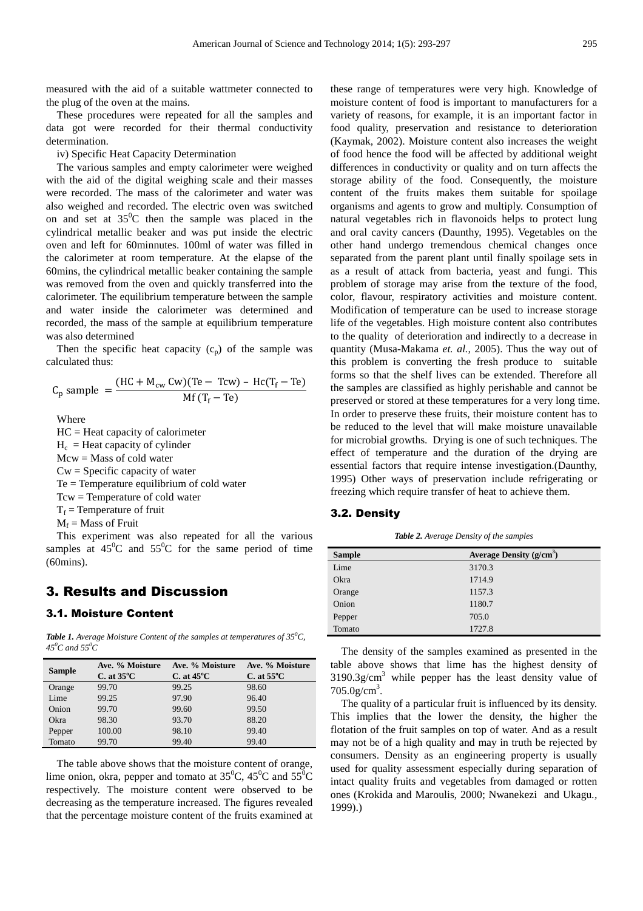measured with the aid of a suitable wattmeter connected to the plug of the oven at the mains.

These procedures were repeated for all the samples and data got were recorded for their thermal conductivity determination.

iv) Specific Heat Capacity Determination

The various samples and empty calorimeter were weighed with the aid of the digital weighing scale and their masses were recorded. The mass of the calorimeter and water was also weighed and recorded. The electric oven was switched on and set at $35^0$C then the sample was placed in the cylindrical metallic beaker and was put inside the electric oven and left for 60minnutes. 100ml of water was filled in the calorimeter at room temperature. At the elapse of the 60mins, the cylindrical metallic beaker containing the sample was removed from the oven and quickly transferred into the calorimeter. The equilibrium temperature between the sample and water inside the calorimeter was determined and recorded, the mass of the sample at equilibrium temperature was also determined

Then the specific heat capacity ($c_p$) of the sample was calculated thus:

$$C_p \text{ sample } = \frac{(HC + M_{cw}\, Cw)(Te - Tcw) - Hc(T_f - Te)}{Mf\,(T_f - Te)}$$

Where

HC = Heat capacity of calorimeter

$H_c$ = Heat capacity of cylinder

Mcw = Mass of cold water

Cw = Specific capacity of water

Te = Temperature equilibrium of cold water

Tcw = Temperature of cold water

$T_f$ = Temperature of fruit

$M_f$ = Mass of Fruit

This experiment was also repeated for all the various samples at $45^0$C and $55^0$C for the same period of time (60mins).

# 3. Results and Discussion

## 3.1. Moisture Content

***Table 1.*** *Average Moisture Content of the samples at temperatures of $35^0$C, $45^0$C and $55^0$C*

| Sample | Ave. % Moisture C. at 35°C | Ave. % Moisture C. at 45°C | Ave. % Moisture C. at 55°C |
|---|---|---|---|
| Orange | 99.70 | 99.25 | 98.60 |
| Lime | 99.25 | 97.90 | 96.40 |
| Onion | 99.70 | 99.60 | 99.50 |
| Okra | 98.30 | 93.70 | 88.20 |
| Pepper | 100.00 | 98.10 | 99.40 |
| Tomato | 99.70 | 99.40 | 99.40 |

The table above shows that the moisture content of orange, lime onion, okra, pepper and tomato at $35^0$C, $45^0$C and $55^0$C respectively. The moisture content were observed to be decreasing as the temperature increased. The figures revealed that the percentage moisture content of the fruits examined at these range of temperatures were very high. Knowledge of moisture content of food is important to manufacturers for a variety of reasons, for example, it is an important factor in food quality, preservation and resistance to deterioration (Kaymak, 2002). Moisture content also increases the weight of food hence the food will be affected by additional weight differences in conductivity or quality and on turn affects the storage ability of the food. Consequently, the moisture content of the fruits makes them suitable for spoilage organisms and agents to grow and multiply. Consumption of natural vegetables rich in flavonoids helps to protect lung and oral cavity cancers (Daunthy, 1995). Vegetables on the other hand undergo tremendous chemical changes once separated from the parent plant until finally spoilage sets in as a result of attack from bacteria, yeast and fungi. This problem of storage may arise from the texture of the food, color, flavour, respiratory activities and moisture content. Modification of temperature can be used to increase storage life of the vegetables. High moisture content also contributes to the quality of deterioration and indirectly to a decrease in quantity (Musa-Makama *et. al.*, 2005). Thus the way out of this problem is converting the fresh produce to suitable forms so that the shelf lives can be extended. Therefore all the samples are classified as highly perishable and cannot be preserved or stored at these temperatures for a very long time. In order to preserve these fruits, their moisture content has to be reduced to the level that will make moisture unavailable for microbial growths. Drying is one of such techniques. The effect of temperature and the duration of the drying are essential factors that require intense investigation.(Daunthy, 1995) Other ways of preservation include refrigerating or freezing which require transfer of heat to achieve them.

## 3.2. Density

***Table 2.*** *Average Density of the samples*

| Sample | Average Density ($g/cm^3$) |
|---|---|
| Lime | 3170.3 |
| Okra | 1714.9 |
| Orange | 1157.3 |
| Onion | 1180.7 |
| Pepper | 705.0 |
| Tomato | 1727.8 |

The density of the samples examined as presented in the table above shows that lime has the highest density of $3190.3 g/cm^3$ while pepper has the least density value of $705.0 g/cm^3$.

The quality of a particular fruit is influenced by its density. This implies that the lower the density, the higher the flotation of the fruit samples on top of water. And as a result may not be of a high quality and may in truth be rejected by consumers. Density as an engineering property is usually used for quality assessment especially during separation of intact quality fruits and vegetables from damaged or rotten ones (Krokida and Maroulis, 2000; Nwanekezi and Ukagu., 1999).)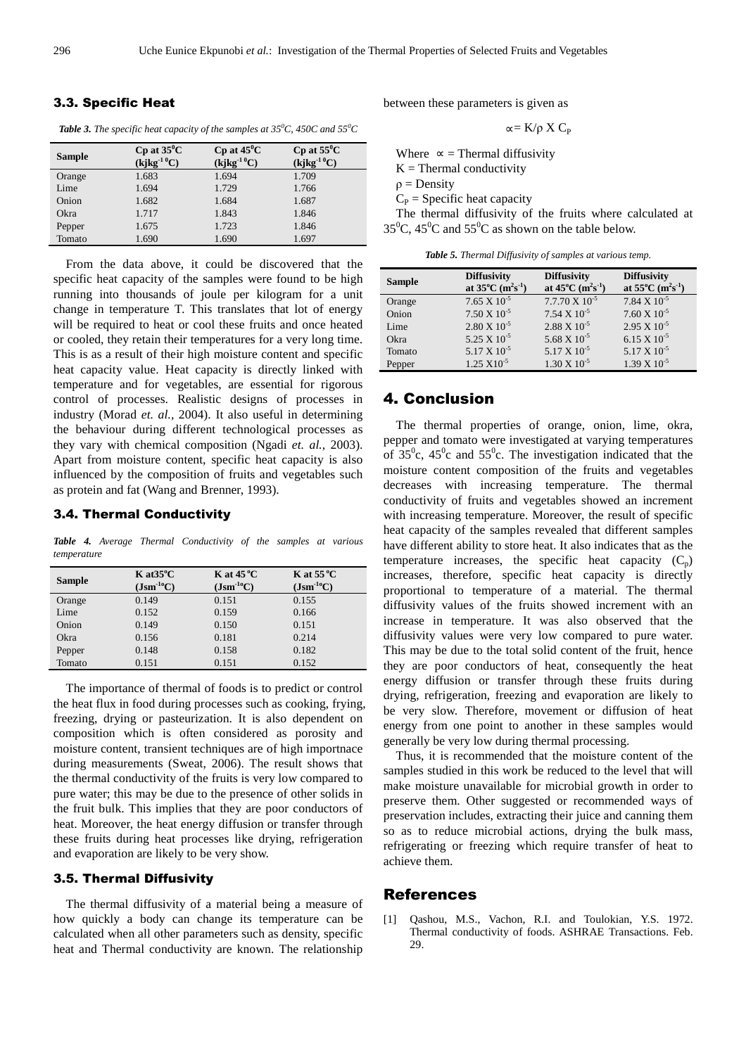### 3.3. Specific Heat

***Table 3.*** *The specific heat capacity of the samples at $35^0C$, 450C and $55^0C$*

| Sample | Cp at $35^0C$ ($kjkg^{-1}\,^0C$) | Cp at $45^0C$ ($kjkg^{-1}\,^0C$) | Cp at $55^0C$ ($kjkg^{-1}\,^0C$) |
|---|---|---|---|
| Orange | 1.683 | 1.694 | 1.709 |
| Lime | 1.694 | 1.729 | 1.766 |
| Onion | 1.682 | 1.684 | 1.687 |
| Okra | 1.717 | 1.843 | 1.846 |
| Pepper | 1.675 | 1.723 | 1.846 |
| Tomato | 1.690 | 1.690 | 1.697 |

From the data above, it could be discovered that the specific heat capacity of the samples were found to be high running into thousands of joule per kilogram for a unit change in temperature T. This translates that lot of energy will be required to heat or cool these fruits and once heated or cooled, they retain their temperatures for a very long time. This is as a result of their high moisture content and specific heat capacity value. Heat capacity is directly linked with temperature and for vegetables, are essential for rigorous control of processes. Realistic designs of processes in industry (Morad *et. al.,* 2004). It also useful in determining the behaviour during different technological processes as they vary with chemical composition (Ngadi *et. al.,* 2003). Apart from moisture content, specific heat capacity is also influenced by the composition of fruits and vegetables such as protein and fat (Wang and Brenner, 1993).

### 3.4. Thermal Conductivity

***Table 4.*** *Average Thermal Conductivity of the samples at various temperature*

| Sample | K at$35^oC$ ($Jsm^{-1o}C$) | K at $45^oC$ ($Jsm^{-1o}C$) | K at $55^oC$ ($Jsm^{-1o}C$) |
|---|---|---|---|
| Orange | 0.149 | 0.151 | 0.155 |
| Lime | 0.152 | 0.159 | 0.166 |
| Onion | 0.149 | 0.150 | 0.151 |
| Okra | 0.156 | 0.181 | 0.214 |
| Pepper | 0.148 | 0.158 | 0.182 |
| Tomato | 0.151 | 0.151 | 0.152 |

The importance of thermal of foods is to predict or control the heat flux in food during processes such as cooking, frying, freezing, drying or pasteurization. It is also dependent on composition which is often considered as porosity and moisture content, transient techniques are of high importnace during measurements (Sweat, 2006). The result shows that the thermal conductivity of the fruits is very low compared to pure water; this may be due to the presence of other solids in the fruit bulk. This implies that they are poor conductors of heat. Moreover, the heat energy diffusion or transfer through these fruits during heat processes like drying, refrigeration and evaporation are likely to be very show.

### 3.5. Thermal Diffusivity

The thermal diffusivity of a material being a measure of how quickly a body can change its temperature can be calculated when all other parameters such as density, specific heat and Thermal conductivity are known. The relationship between these parameters is given as

$$\propto = K/\rho \times C_P$$

Where $\propto$ = Thermal diffusivity

K = Thermal conductivity

$\rho$ = Density

$C_P$ = Specific heat capacity

The thermal diffusivity of the fruits where calculated at $35^0C$, $45^0C$ and $55^0C$ as shown on the table below.

***Table 5.*** *Thermal Diffusivity of samples at various temp.*

| Sample | Diffusivity at $35^oC$ ($m^2s^{-1}$) | Diffusivity at $45^oC$ ($m^2s^{-1}$) | Diffusivity at $55^oC$ ($m^2s^{-1}$) |
|---|---|---|---|
| Orange | $7.65 \times 10^{-5}$ | $7.7.70 \times 10^{-5}$ | $7.84 \times 10^{-5}$ |
| Onion | $7.50 \times 10^{-5}$ | $7.54 \times 10^{-5}$ | $7.60 \times 10^{-5}$ |
| Lime | $2.80 \times 10^{-5}$ | $2.88 \times 10^{-5}$ | $2.95 \times 10^{-5}$ |
| Okra | $5.25 \times 10^{-5}$ | $5.68 \times 10^{-5}$ | $6.15 \times 10^{-5}$ |
| Tomato | $5.17 \times 10^{-5}$ | $5.17 \times 10^{-5}$ | $5.17 \times 10^{-5}$ |
| Pepper | $1.25 \times 10^{-5}$ | $1.30 \times 10^{-5}$ | $1.39 \times 10^{-5}$ |

## 4. Conclusion

The thermal properties of orange, onion, lime, okra, pepper and tomato were investigated at varying temperatures of $35^0$c, $45^0$c and $55^0$c. The investigation indicated that the moisture content composition of the fruits and vegetables decreases with increasing temperature. The thermal conductivity of fruits and vegetables showed an increment with increasing temperature. Moreover, the result of specific heat capacity of the samples revealed that different samples have different ability to store heat. It also indicates that as the temperature increases, the specific heat capacity ($C_p$) increases, therefore, specific heat capacity is directly proportional to temperature of a material. The thermal diffusivity values of the fruits showed increment with an increase in temperature. It was also observed that the diffusivity values were very low compared to pure water. This may be due to the total solid content of the fruit, hence they are poor conductors of heat, consequently the heat energy diffusion or transfer through these fruits during drying, refrigeration, freezing and evaporation are likely to be very slow. Therefore, movement or diffusion of heat energy from one point to another in these samples would generally be very low during thermal processing.

Thus, it is recommended that the moisture content of the samples studied in this work be reduced to the level that will make moisture unavailable for microbial growth in order to preserve them. Other suggested or recommended ways of preservation includes, extracting their juice and canning them so as to reduce microbial actions, drying the bulk mass, refrigerating or freezing which require transfer of heat to achieve them.

## References

[1] Qashou, M.S., Vachon, R.I. and Toulokian, Y.S. 1972. Thermal conductivity of foods. ASHRAE Transactions. Feb. 29.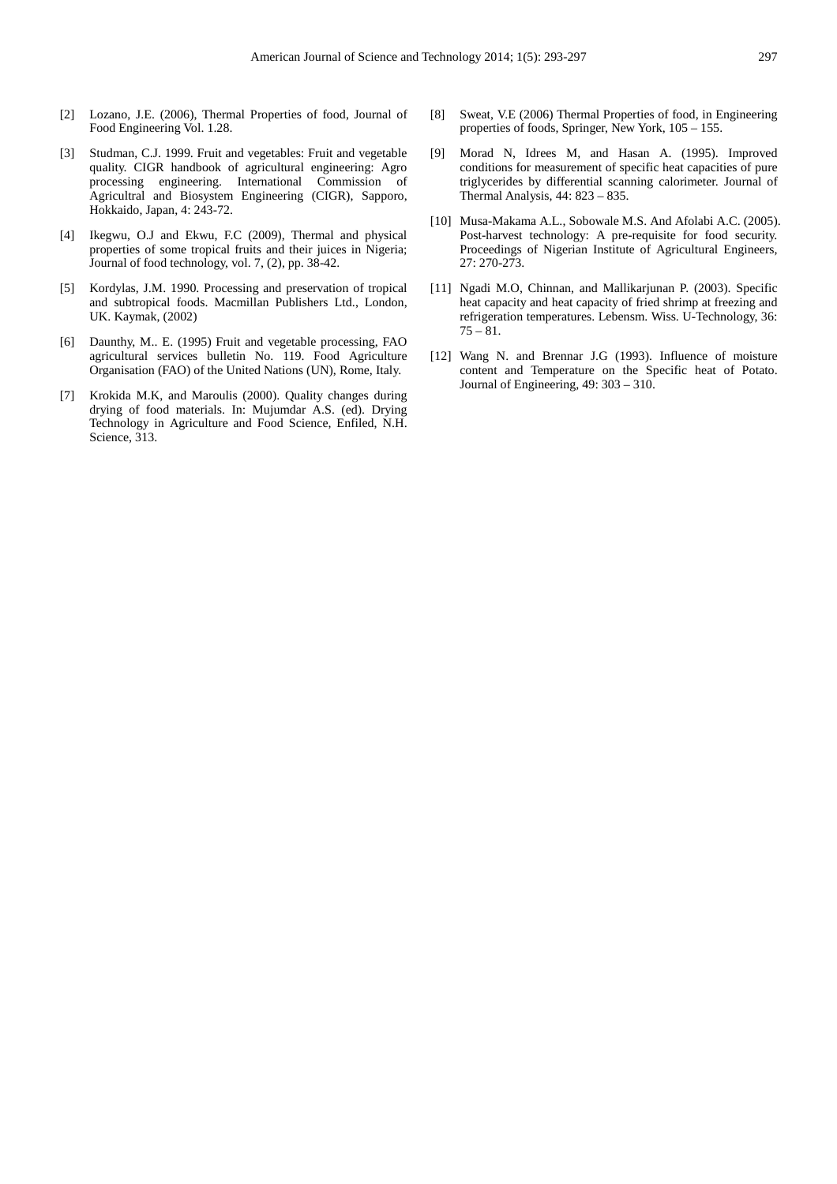[2] Lozano, J.E. (2006), Thermal Properties of food, Journal of Food Engineering Vol. 1.28.

[3] Studman, C.J. 1999. Fruit and vegetables: Fruit and vegetable quality. CIGR handbook of agricultural engineering: Agro processing engineering. International Commission of Agricultral and Biosystem Engineering (CIGR), Sapporo, Hokkaido, Japan, 4: 243-72.

[4] Ikegwu, O.J and Ekwu, F.C (2009), Thermal and physical properties of some tropical fruits and their juices in Nigeria; Journal of food technology, vol. 7, (2), pp. 38-42.

[5] Kordylas, J.M. 1990. Processing and preservation of tropical and subtropical foods. Macmillan Publishers Ltd., London, UK. Kaymak, (2002)

[6] Daunthy, M.. E. (1995) Fruit and vegetable processing, FAO agricultural services bulletin No. 119. Food Agriculture Organisation (FAO) of the United Nations (UN), Rome, Italy.

[7] Krokida M.K, and Maroulis (2000). Quality changes during drying of food materials. In: Mujumdar A.S. (ed). Drying Technology in Agriculture and Food Science, Enfiled, N.H. Science, 313.

[8] Sweat, V.E (2006) Thermal Properties of food, in Engineering properties of foods, Springer, New York, 105 – 155.

[9] Morad N, Idrees M, and Hasan A. (1995). Improved conditions for measurement of specific heat capacities of pure triglycerides by differential scanning calorimeter. Journal of Thermal Analysis, 44: 823 – 835.

[10] Musa-Makama A.L., Sobowale M.S. And Afolabi A.C. (2005). Post-harvest technology: A pre-requisite for food security. Proceedings of Nigerian Institute of Agricultural Engineers, 27: 270-273.

[11] Ngadi M.O, Chinnan, and Mallikarjunan P. (2003). Specific heat capacity and heat capacity of fried shrimp at freezing and refrigeration temperatures. Lebensm. Wiss. U-Technology, 36: 75 – 81.

[12] Wang N. and Brennar J.G (1993). Influence of moisture content and Temperature on the Specific heat of Potato. Journal of Engineering, 49: 303 – 310.